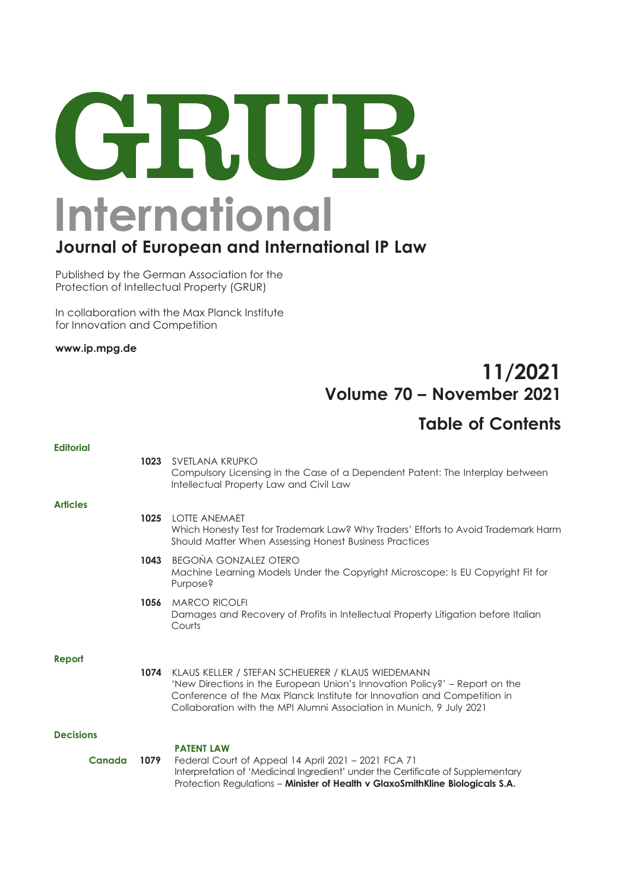# GRUR International

## Journal of European and International IP Law

Published by the German Association for the Protection of Intellectual Property (GRUR)

In collaboration with the Max Planck Institute for Innovation and Competition

**www.ip.mpg.de**

## 11/2021
## Volume 70 – November 2021

## Table of Contents

**Editorial**

**1023** SVETLANA KRUPKO
Compulsory Licensing in the Case of a Dependent Patent: The Interplay between Intellectual Property Law and Civil Law

**Articles**

**1025** LOTTE ANEMAET
Which Honesty Test for Trademark Law? Why Traders' Efforts to Avoid Trademark Harm Should Matter When Assessing Honest Business Practices

**1043** BEGOÑA GONZALEZ OTERO
Machine Learning Models Under the Copyright Microscope: Is EU Copyright Fit for Purpose?

**1056** MARCO RICOLFI
Damages and Recovery of Profits in Intellectual Property Litigation before Italian Courts

**Report**

**1074** KLAUS KELLER / STEFAN SCHEUERER / KLAUS WIEDEMANN
'New Directions in the European Union's Innovation Policy?' – Report on the Conference of the Max Planck Institute for Innovation and Competition in Collaboration with the MPI Alumni Association in Munich, 9 July 2021

**Decisions**

**PATENT LAW**

**Canada** **1079** Federal Court of Appeal 14 April 2021 – 2021 FCA 71
Interpretation of 'Medicinal Ingredient' under the Certificate of Supplementary Protection Regulations – **Minister of Health v GlaxoSmithKline Biologicals S.A.**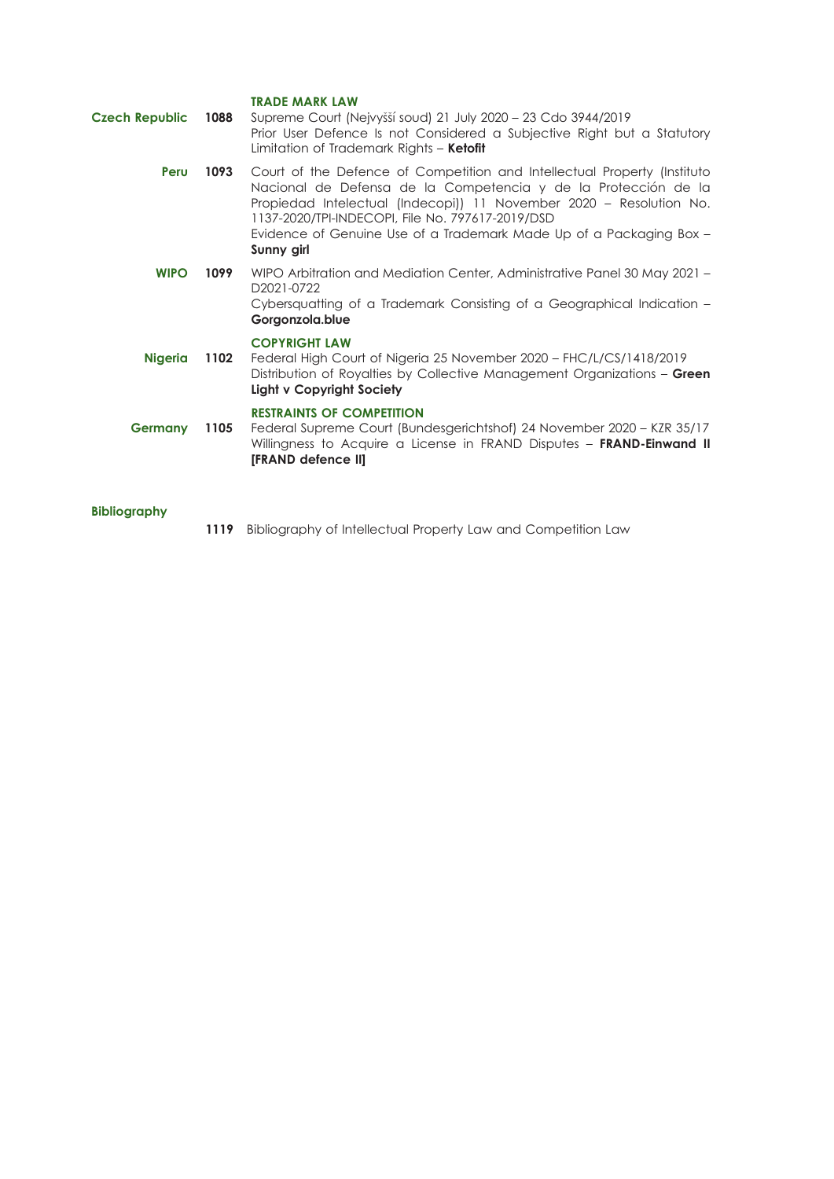### TRADE MARK LAW

**Czech Republic** **1088** Supreme Court (Nejvyšší soud) 21 July 2020 – 23 Cdo 3944/2019
Prior User Defence Is not Considered a Subjective Right but a Statutory Limitation of Trademark Rights – **Ketofit**

**Peru** **1093** Court of the Defence of Competition and Intellectual Property (Instituto Nacional de Defensa de la Competencia y de la Protección de la Propiedad Intelectual (Indecopi)) 11 November 2020 – Resolution No. 1137-2020/TPI-INDECOPI, File No. 797617-2019/DSD
Evidence of Genuine Use of a Trademark Made Up of a Packaging Box – **Sunny girl**

**WIPO** **1099** WIPO Arbitration and Mediation Center, Administrative Panel 30 May 2021 – D2021-0722
Cybersquatting of a Trademark Consisting of a Geographical Indication – **Gorgonzola.blue**

### COPYRIGHT LAW

**Nigeria** **1102** Federal High Court of Nigeria 25 November 2020 – FHC/L/CS/1418/2019
Distribution of Royalties by Collective Management Organizations – **Green Light v Copyright Society**

### RESTRAINTS OF COMPETITION

**Germany** **1105** Federal Supreme Court (Bundesgerichtshof) 24 November 2020 – KZR 35/17
Willingness to Acquire a License in FRAND Disputes – **FRAND-Einwand II [FRAND defence II]**

## Bibliography

**1119** Bibliography of Intellectual Property Law and Competition Law